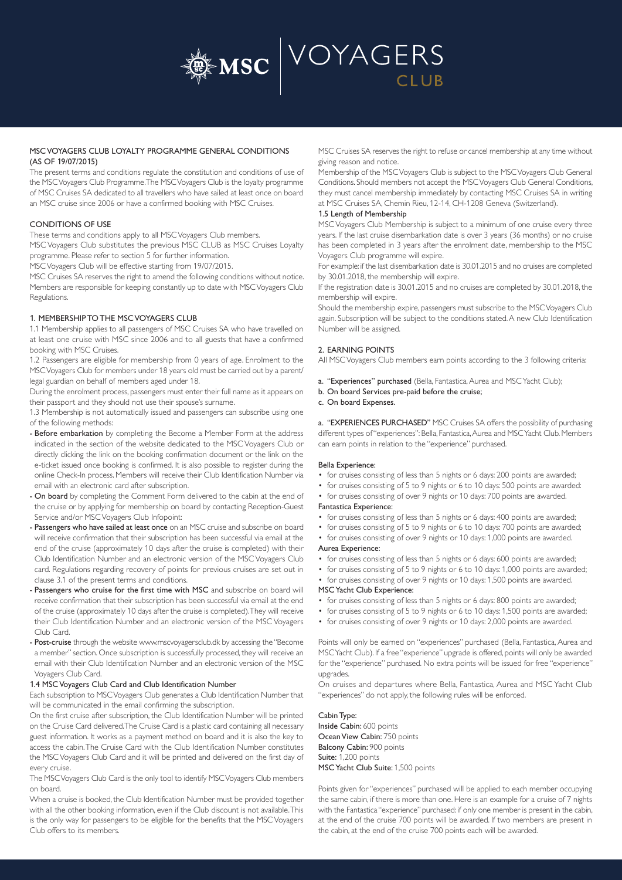# MSC VOYAGERS CLUB

## MSC VOYAGERS CLUB LOYALTY PROGRAMME GENERAL CONDITIONS (AS OF 19/07/2015)

The present terms and conditions regulate the constitution and conditions of use of the MSC Voyagers Club Programme. The MSC Voyagers Club is the loyalty programme of MSC Cruises SA dedicated to all travellers who have sailed at least once on board an MSC cruise since 2006 or have a confirmed booking with MSC Cruises.

## CONDITIONS OF USE

These terms and conditions apply to all MSC Voyagers Club members.

MSC Voyagers Club substitutes the previous MSC CLUB as MSC Cruises Loyalty programme. Please refer to section 5 for further information.

MSC Voyagers Club will be effective starting from 19/07/2015.

MSC Cruises SA reserves the right to amend the following conditions without notice. Members are responsible for keeping constantly up to date with MSC Voyagers Club Regulations.

## 1. MEMBERSHIP TO THE MSC VOYAGERS CLUB

1.1 Membership applies to all passengers of MSC Cruises SA who have travelled on at least one cruise with MSC since 2006 and to all guests that have a confirmed booking with MSC Cruises.

1.2 Passengers are eligible for membership from 0 years of age. Enrolment to the MSC Voyagers Club for members under 18 years old must be carried out by a parent/ legal guardian on behalf of members aged under 18.

During the enrolment process, passengers must enter their full name as it appears on their passport and they should not use their spouse's surname.

1.3 Membership is not automatically issued and passengers can subscribe using one of the following methods:

- **Before embarkation** by completing the Become a Member Form at the address indicated in the section of the website dedicated to the MSC Voyagers Club or directly clicking the link on the booking confirmation document or the link on the e-ticket issued once booking is confirmed. It is also possible to register during the online Check-In process. Members will receive their Club Identification Number via email with an electronic card after subscription.
- **On board** by completing the Comment Form delivered to the cabin at the end of the cruise or by applying for membership on board by contacting Reception-Guest Service and/or MSC Voyagers Club Infopoint:
- **Passengers who have sailed at least once** on an MSC cruise and subscribe on board will receive confirmation that their subscription has been successful via email at the end of the cruise (approximately 10 days after the cruise is completed) with their Club Identification Number and an electronic version of the MSC Voyagers Club card. Regulations regarding recovery of points for previous cruises are set out in clause 3.1 of the present terms and conditions.
- **Passengers who cruise for the first time with MSC** and subscribe on board will receive confirmation that their subscription has been successful via email at the end of the cruise (approximately 10 days after the cruise is completed). They will receive their Club Identification Number and an electronic version of the MSC Voyagers Club Card.
- **Post-cruise** through the website www.mscvoyagersclub.dk by accessing the "Become a member" section. Once subscription is successfully processed, they will receive an email with their Club Identification Number and an electronic version of the MSC Voyagers Club Card.

### 1.4 MSC Voyagers Club Card and Club Identification Number

Each subscription to MSC Voyagers Club generates a Club Identification Number that will be communicated in the email confirming the subscription.

On the first cruise after subscription, the Club Identification Number will be printed on the Cruise Card delivered. The Cruise Card is a plastic card containing all necessary guest information. It works as a payment method on board and it is also the key to access the cabin. The Cruise Card with the Club Identification Number constitutes the MSC Voyagers Club Card and it will be printed and delivered on the first day of every cruise.

The MSC Voyagers Club Card is the only tool to identify MSC Voyagers Club members on board.

When a cruise is booked, the Club Identification Number must be provided together with all the other booking information, even if the Club discount is not available. This is the only way for passengers to be eligible for the benefits that the MSC Voyagers Club offers to its members.

MSC Cruises SA reserves the right to refuse or cancel membership at any time without giving reason and notice.

Membership of the MSC Voyagers Club is subject to the MSC Voyagers Club General Conditions. Should members not accept the MSC Voyagers Club General Conditions, they must cancel membership immediately by contacting MSC Cruises SA in writing at MSC Cruises SA, Chemin Rieu, 12-14, CH-1208 Geneva (Switzerland).

### 1.5 Length of Membership

MSC Voyagers Club Membership is subject to a minimum of one cruise every three years. If the last cruise disembarkation date is over 3 years (36 months) or no cruise has been completed in 3 years after the enrolment date, membership to the MSC Voyagers Club programme will expire.

For example: if the last disembarkation date is 30.01.2015 and no cruises are completed by 30.01.2018, the membership will expire.

If the registration date is 30.01.2015 and no cruises are completed by 30.01.2018, the membership will expire.

Should the membership expire, passengers must subscribe to the MSC Voyagers Club again. Subscription will be subject to the conditions stated. A new Club Identification Number will be assigned.

## 2. EARNING POINTS

All MSC Voyagers Club members earn points according to the 3 following criteria:

a. **"Experiences" purchased** (Bella, Fantastica, Aurea and MSC Yacht Club);
b. **On board Services pre-paid before the cruise;**
c. **On board Expenses.**

**a. "EXPERIENCES PURCHASED"** MSC Cruises SA offers the possibility of purchasing different types of "experiences": Bella, Fantastica, Aurea and MSC Yacht Club. Members can earn points in relation to the "experience" purchased.

**Bella Experience:**

- for cruises consisting of less than 5 nights or 6 days: 200 points are awarded;
- for cruises consisting of 5 to 9 nights or 6 to 10 days: 500 points are awarded:
- for cruises consisting of over 9 nights or 10 days: 700 points are awarded.

**Fantastica Experience:**

- for cruises consisting of less than 5 nights or 6 days: 400 points are awarded;
- for cruises consisting of 5 to 9 nights or 6 to 10 days: 700 points are awarded;
- for cruises consisting of over 9 nights or 10 days: 1,000 points are awarded.

**Aurea Experience:**

- for cruises consisting of less than 5 nights or 6 days: 600 points are awarded;
- for cruises consisting of 5 to 9 nights or 6 to 10 days: 1,000 points are awarded;
- for cruises consisting of over 9 nights or 10 days: 1,500 points are awarded.

**MSC Yacht Club Experience:**

- for cruises consisting of less than 5 nights or 6 days: 800 points are awarded;
- for cruises consisting of 5 to 9 nights or 6 to 10 days: 1,500 points are awarded;
- for cruises consisting of over 9 nights or 10 days: 2,000 points are awarded.

Points will only be earned on "experiences" purchased (Bella, Fantastica, Aurea and MSC Yacht Club). If a free "experience" upgrade is offered, points will only be awarded for the "experience" purchased. No extra points will be issued for free "experience" upgrades.

On cruises and departures where Bella, Fantastica, Aurea and MSC Yacht Club "experiences" do not apply, the following rules will be enforced.

**Cabin Type:**
**Inside Cabin:** 600 points
**Ocean View Cabin:** 750 points
**Balcony Cabin:** 900 points
**Suite:** 1,200 points
**MSC Yacht Club Suite:** 1,500 points

Points given for "experiences" purchased will be applied to each member occupying the same cabin, if there is more than one. Here is an example for a cruise of 7 nights with the Fantastica "experience" purchased: if only one member is present in the cabin, at the end of the cruise 700 points will be awarded. If two members are present in the cabin, at the end of the cruise 700 points each will be awarded.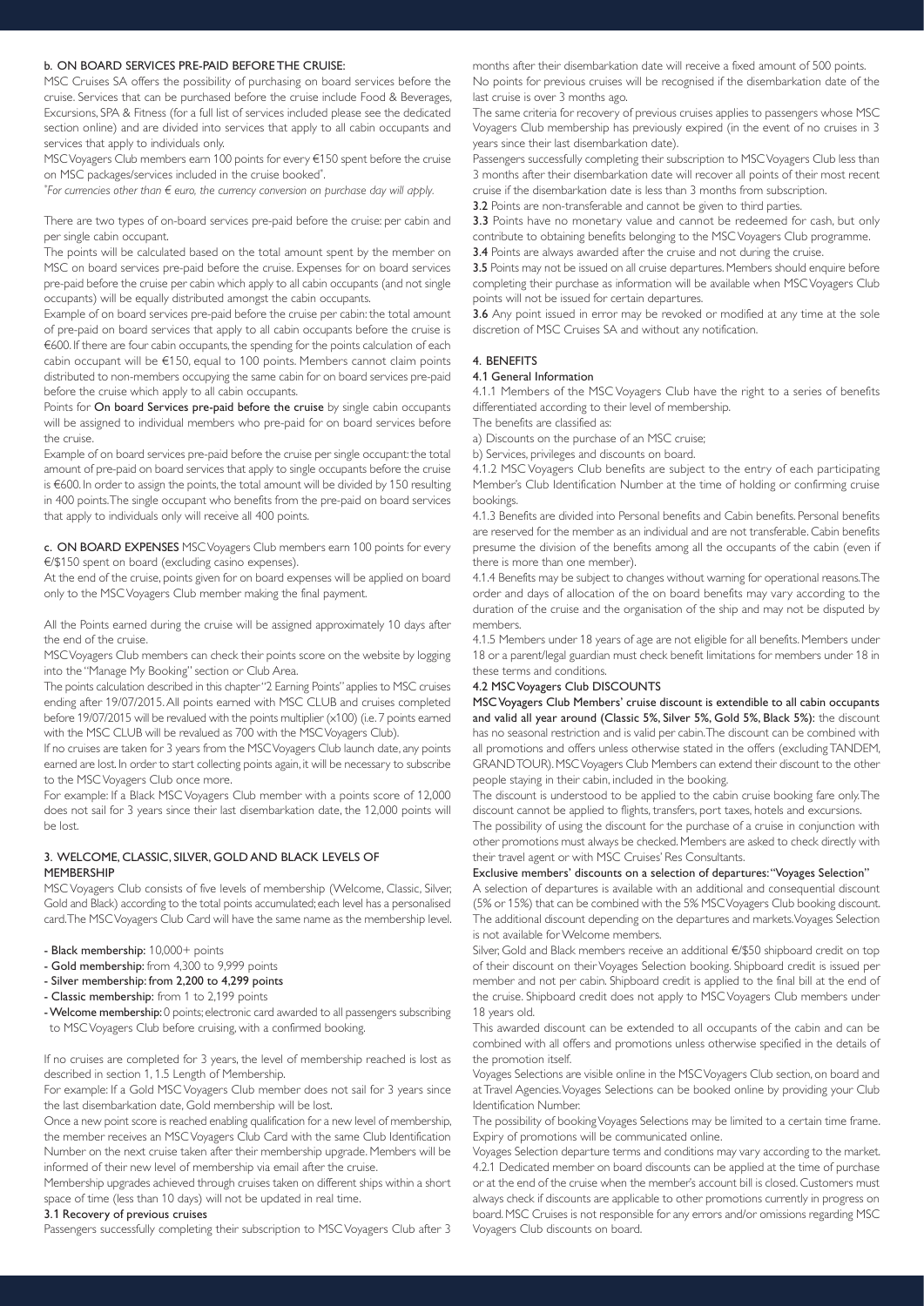#### b. ON BOARD SERVICES PRE-PAID BEFORE THE CRUISE:

MSC Cruises SA offers the possibility of purchasing on board services before the cruise. Services that can be purchased before the cruise include Food & Beverages, Excursions, SPA & Fitness (for a full list of services included please see the dedicated section online) and are divided into services that apply to all cabin occupants and services that apply to individuals only.

MSC Voyagers Club members earn 100 points for every €150 spent before the cruise on MSC packages/services included in the cruise booked*.

*For currencies other than € euro, the currency conversion on purchase day will apply.*

There are two types of on-board services pre-paid before the cruise: per cabin and per single cabin occupant.

The points will be calculated based on the total amount spent by the member on MSC on board services pre-paid before the cruise. Expenses for on board services pre-paid before the cruise per cabin which apply to all cabin occupants (and not single occupants) will be equally distributed amongst the cabin occupants.

Example of on board services pre-paid before the cruise per cabin: the total amount of pre-paid on board services that apply to all cabin occupants before the cruise is €600. If there are four cabin occupants, the spending for the points calculation of each cabin occupant will be €150, equal to 100 points. Members cannot claim points distributed to non-members occupying the same cabin for on board services pre-paid before the cruise which apply to all cabin occupants.

Points for **On board Services pre-paid before the cruise** by single cabin occupants will be assigned to individual members who pre-paid for on board services before the cruise.

Example of on board services pre-paid before the cruise per single occupant: the total amount of pre-paid on board services that apply to single occupants before the cruise is €600. In order to assign the points, the total amount will be divided by 150 resulting in 400 points. The single occupant who benefits from the pre-paid on board services that apply to individuals only will receive all 400 points.

**c. ON BOARD EXPENSES** MSC Voyagers Club members earn 100 points for every €/$150 spent on board (excluding casino expenses).

At the end of the cruise, points given for on board expenses will be applied on board only to the MSC Voyagers Club member making the final payment.

All the Points earned during the cruise will be assigned approximately 10 days after the end of the cruise.

MSC Voyagers Club members can check their points score on the website by logging into the "Manage My Booking" section or Club Area.

The points calculation described in this chapter "2 Earning Points" applies to MSC cruises ending after 19/07/2015. All points earned with MSC CLUB and cruises completed before 19/07/2015 will be revalued with the points multiplier (x100) (i.e. 7 points earned with the MSC CLUB will be revalued as 700 with the MSC Voyagers Club).

If no cruises are taken for 3 years from the MSC Voyagers Club launch date, any points earned are lost. In order to start collecting points again, it will be necessary to subscribe to the MSC Voyagers Club once more.

For example: If a Black MSC Voyagers Club member with a points score of 12,000 does not sail for 3 years since their last disembarkation date, the 12,000 points will be lost.

### 3. WELCOME, CLASSIC, SILVER, GOLD AND BLACK LEVELS OF MEMBERSHIP

MSC Voyagers Club consists of five levels of membership (Welcome, Classic, Silver, Gold and Black) according to the total points accumulated; each level has a personalised card. The MSC Voyagers Club Card will have the same name as the membership level.

- **Black membership:** 10,000+ points
- **Gold membership:** from 4,300 to 9,999 points
- **Silver membership: from 2,200 to 4,299 points**
- **Classic membership:** from 1 to 2,199 points
- **Welcome membership:** 0 points; electronic card awarded to all passengers subscribing to MSC Voyagers Club before cruising, with a confirmed booking.

If no cruises are completed for 3 years, the level of membership reached is lost as described in section 1, 1.5 Length of Membership.

For example: If a Gold MSC Voyagers Club member does not sail for 3 years since the last disembarkation date, Gold membership will be lost.

Once a new point score is reached enabling qualification for a new level of membership, the member receives an MSC Voyagers Club Card with the same Club Identification Number on the next cruise taken after their membership upgrade. Members will be informed of their new level of membership via email after the cruise.

Membership upgrades achieved through cruises taken on different ships within a short space of time (less than 10 days) will not be updated in real time.

#### 3.1 Recovery of previous cruises

Passengers successfully completing their subscription to MSC Voyagers Club after 3 months after their disembarkation date will receive a fixed amount of 500 points. No points for previous cruises will be recognised if the disembarkation date of the last cruise is over 3 months ago.

The same criteria for recovery of previous cruises applies to passengers whose MSC Voyagers Club membership has previously expired (in the event of no cruises in 3 years since their last disembarkation date).

Passengers successfully completing their subscription to MSC Voyagers Club less than 3 months after their disembarkation date will recover all points of their most recent cruise if the disembarkation date is less than 3 months from subscription.

**3.2** Points are non-transferable and cannot be given to third parties.

**3.3** Points have no monetary value and cannot be redeemed for cash, but only contribute to obtaining benefits belonging to the MSC Voyagers Club programme.

**3.4** Points are always awarded after the cruise and not during the cruise.

**3.5** Points may not be issued on all cruise departures. Members should enquire before completing their purchase as information will be available when MSC Voyagers Club points will not be issued for certain departures.

**3.6** Any point issued in error may be revoked or modified at any time at the sole discretion of MSC Cruises SA and without any notification.

### 4. BENEFITS

#### 4.1 General Information

4.1.1 Members of the MSC Voyagers Club have the right to a series of benefits differentiated according to their level of membership.

The benefits are classified as:

a) Discounts on the purchase of an MSC cruise;

b) Services, privileges and discounts on board.

4.1.2 MSC Voyagers Club benefits are subject to the entry of each participating Member's Club Identification Number at the time of holding or confirming cruise bookings.

4.1.3 Benefits are divided into Personal benefits and Cabin benefits. Personal benefits are reserved for the member as an individual and are not transferable. Cabin benefits presume the division of the benefits among all the occupants of the cabin (even if there is more than one member).

4.1.4 Benefits may be subject to changes without warning for operational reasons. The order and days of allocation of the on board benefits may vary according to the duration of the cruise and the organisation of the ship and may not be disputed by members.

4.1.5 Members under 18 years of age are not eligible for all benefits. Members under 18 or a parent/legal guardian must check benefit limitations for members under 18 in these terms and conditions.

#### 4.2 MSC Voyagers Club DISCOUNTS

**MSC Voyagers Club Members' cruise discount is extendible to all cabin occupants and valid all year around (Classic 5%, Silver 5%, Gold 5%, Black 5%):** the discount has no seasonal restriction and is valid per cabin. The discount can be combined with all promotions and offers unless otherwise stated in the offers (excluding TANDEM, GRAND TOUR). MSC Voyagers Club Members can extend their discount to the other people staying in their cabin, included in the booking.

The discount is understood to be applied to the cabin cruise booking fare only. The discount cannot be applied to flights, transfers, port taxes, hotels and excursions.

The possibility of using the discount for the purchase of a cruise in conjunction with other promotions must always be checked. Members are asked to check directly with their travel agent or with MSC Cruises' Res Consultants.

**Exclusive members' discounts on a selection of departures: "Voyages Selection"**

A selection of departures is available with an additional and consequential discount (5% or 15%) that can be combined with the 5% MSC Voyagers Club booking discount. The additional discount depending on the departures and markets. Voyages Selection is not available for Welcome members.

Silver, Gold and Black members receive an additional €/$50 shipboard credit on top of their discount on their Voyages Selection booking. Shipboard credit is issued per member and not per cabin. Shipboard credit is applied to the final bill at the end of the cruise. Shipboard credit does not apply to MSC Voyagers Club members under 18 years old.

This awarded discount can be extended to all occupants of the cabin and can be combined with all offers and promotions unless otherwise specified in the details of the promotion itself.

Voyages Selections are visible online in the MSC Voyagers Club section, on board and at Travel Agencies. Voyages Selections can be booked online by providing your Club Identification Number.

The possibility of booking Voyages Selections may be limited to a certain time frame. Expiry of promotions will be communicated online.

Voyages Selection departure terms and conditions may vary according to the market.

4.2.1 Dedicated member on board discounts can be applied at the time of purchase or at the end of the cruise when the member's account bill is closed. Customers must always check if discounts are applicable to other promotions currently in progress on board. MSC Cruises is not responsible for any errors and/or omissions regarding MSC Voyagers Club discounts on board.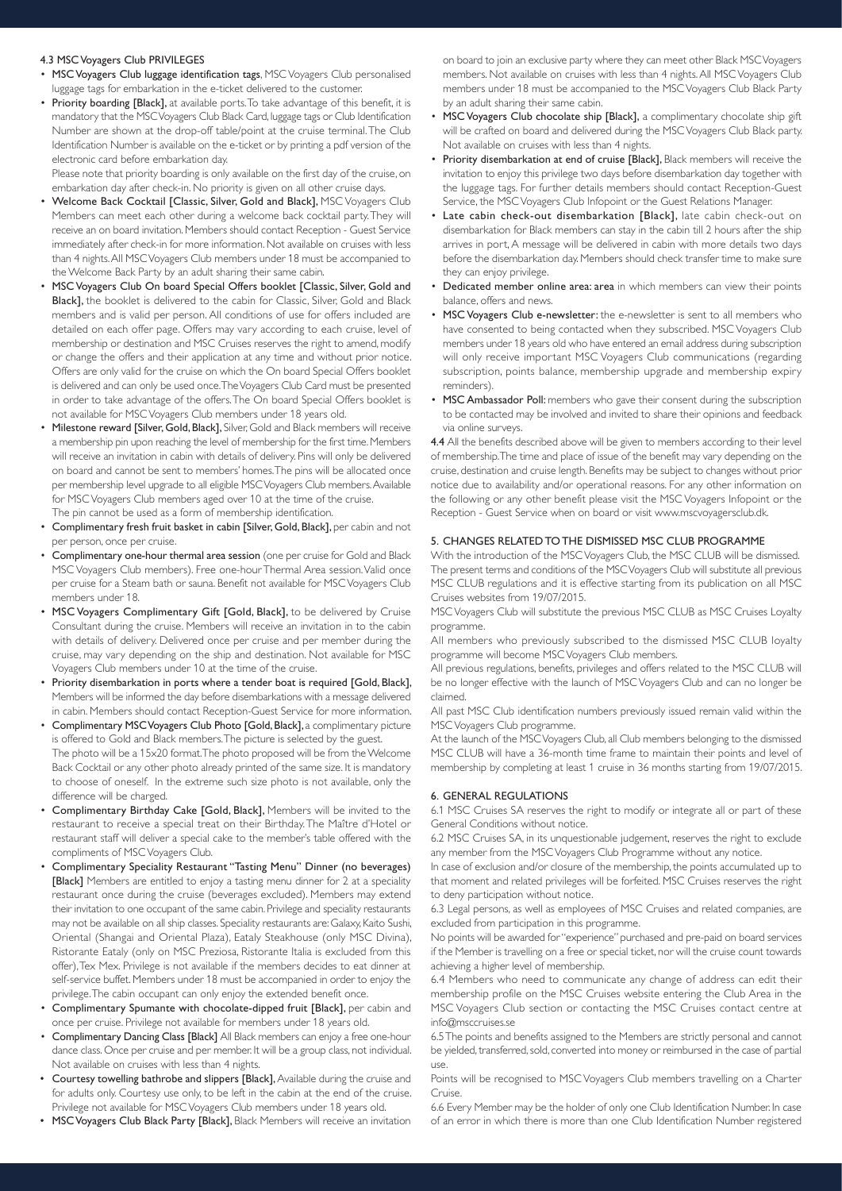### 4.3 MSC Voyagers Club PRIVILEGES

- **MSC Voyagers Club luggage identification tags**, MSC Voyagers Club personalised luggage tags for embarkation in the e-ticket delivered to the customer.
- **Priority boarding [Black],** at available ports. To take advantage of this benefit, it is mandatory that the MSC Voyagers Club Black Card, luggage tags or Club Identification Number are shown at the drop-off table/point at the cruise terminal. The Club Identification Number is available on the e-ticket or by printing a pdf version of the electronic card before embarkation day.
  Please note that priority boarding is only available on the first day of the cruise, on embarkation day after check-in. No priority is given on all other cruise days.
- **Welcome Back Cocktail [Classic, Silver, Gold and Black],** MSC Voyagers Club Members can meet each other during a welcome back cocktail party. They will receive an on board invitation. Members should contact Reception - Guest Service immediately after check-in for more information. Not available on cruises with less than 4 nights. All MSC Voyagers Club members under 18 must be accompanied to the Welcome Back Party by an adult sharing their same cabin.
- **MSC Voyagers Club On board Special Offers booklet [Classic, Silver, Gold and Black],** the booklet is delivered to the cabin for Classic, Silver, Gold and Black members and is valid per person. All conditions of use for offers included are detailed on each offer page. Offers may vary according to each cruise, level of membership or destination and MSC Cruises reserves the right to amend, modify or change the offers and their application at any time and without prior notice. Offers are only valid for the cruise on which the On board Special Offers booklet is delivered and can only be used once. The Voyagers Club Card must be presented in order to take advantage of the offers. The On board Special Offers booklet is not available for MSC Voyagers Club members under 18 years old.
- **Milestone reward [Silver, Gold, Black],** Silver, Gold and Black members will receive a membership pin upon reaching the level of membership for the first time. Members will receive an invitation in cabin with details of delivery. Pins will only be delivered on board and cannot be sent to members' homes. The pins will be allocated once per membership level upgrade to all eligible MSC Voyagers Club members. Available for MSC Voyagers Club members aged over 10 at the time of the cruise.
  The pin cannot be used as a form of membership identification.
- **Complimentary fresh fruit basket in cabin [Silver, Gold, Black],** per cabin and not per person, once per cruise.
- **Complimentary one-hour thermal area session** (one per cruise for Gold and Black MSC Voyagers Club members). Free one-hour Thermal Area session. Valid once per cruise for a Steam bath or sauna. Benefit not available for MSC Voyagers Club members under 18.
- **MSC Voyagers Complimentary Gift [Gold, Black],** to be delivered by Cruise Consultant during the cruise. Members will receive an invitation in to the cabin with details of delivery. Delivered once per cruise and per member during the cruise, may vary depending on the ship and destination. Not available for MSC Voyagers Club members under 10 at the time of the cruise.
- **Priority disembarkation in ports where a tender boat is required [Gold, Black],** Members will be informed the day before disembarkations with a message delivered in cabin. Members should contact Reception-Guest Service for more information.
- **Complimentary MSC Voyagers Club Photo [Gold, Black],** a complimentary picture is offered to Gold and Black members. The picture is selected by the guest.
  The photo will be a 15x20 format. The photo proposed will be from the Welcome Back Cocktail or any other photo already printed of the same size. It is mandatory to choose of oneself. In the extreme such size photo is not available, only the difference will be charged.
- **Complimentary Birthday Cake [Gold, Black],** Members will be invited to the restaurant to receive a special treat on their Birthday. The Maître d'Hotel or restaurant staff will deliver a special cake to the member's table offered with the compliments of MSC Voyagers Club.
- **Complimentary Speciality Restaurant "Tasting Menu" Dinner (no beverages) [Black]** Members are entitled to enjoy a tasting menu dinner for 2 at a speciality restaurant once during the cruise (beverages excluded). Members may extend their invitation to one occupant of the same cabin. Privilege and speciality restaurants may not be available on all ship classes. Speciality restaurants are: Galaxy, Kaito Sushi, Oriental (Shangai and Oriental Plaza), Eataly Steakhouse (only MSC Divina), Ristorante Eataly (only on MSC Preziosa, Ristorante Italia is excluded from this offer), Tex Mex. Privilege is not available if the members decides to eat dinner at self-service buffet. Members under 18 must be accompanied in order to enjoy the privilege. The cabin occupant can only enjoy the extended benefit once.
- **Complimentary Spumante with chocolate-dipped fruit [Black],** per cabin and once per cruise. Privilege not available for members under 18 years old.
- **Complimentary Dancing Class [Black]** All Black members can enjoy a free one-hour dance class. Once per cruise and per member. It will be a group class, not individual. Not available on cruises with less than 4 nights.
- **Courtesy towelling bathrobe and slippers [Black],** Available during the cruise and for adults only. Courtesy use only, to be left in the cabin at the end of the cruise. Privilege not available for MSC Voyagers Club members under 18 years old.
- **MSC Voyagers Club Black Party [Black],** Black Members will receive an invitation on board to join an exclusive party where they can meet other Black MSC Voyagers members. Not available on cruises with less than 4 nights. All MSC Voyagers Club members under 18 must be accompanied to the MSC Voyagers Club Black Party by an adult sharing their same cabin.
- **MSC Voyagers Club chocolate ship [Black],** a complimentary chocolate ship gift will be crafted on board and delivered during the MSC Voyagers Club Black party. Not available on cruises with less than 4 nights.
- **Priority disembarkation at end of cruise [Black],** Black members will receive the invitation to enjoy this privilege two days before disembarkation day together with the luggage tags. For further details members should contact Reception-Guest Service, the MSC Voyagers Club Infopoint or the Guest Relations Manager.
- **Late cabin check-out disembarkation [Black],** late cabin check-out on disembarkation for Black members can stay in the cabin till 2 hours after the ship arrives in port, A message will be delivered in cabin with more details two days before the disembarkation day. Members should check transfer time to make sure they can enjoy privilege.
- **Dedicated member online area: area** in which members can view their points balance, offers and news.
- **MSC Voyagers Club e-newsletter:** the e-newsletter is sent to all members who have consented to being contacted when they subscribed. MSC Voyagers Club members under 18 years old who have entered an email address during subscription will only receive important MSC Voyagers Club communications (regarding subscription, points balance, membership upgrade and membership expiry reminders).
- **MSC Ambassador Poll:** members who gave their consent during the subscription to be contacted may be involved and invited to share their opinions and feedback via online surveys.

**4.4** All the benefits described above will be given to members according to their level of membership. The time and place of issue of the benefit may vary depending on the cruise, destination and cruise length. Benefits may be subject to changes without prior notice due to availability and/or operational reasons. For any other information on the following or any other benefit please visit the MSC Voyagers Infopoint or the Reception - Guest Service when on board or visit www.mscvoyagersclub.dk.

### 5. CHANGES RELATED TO THE DISMISSED MSC CLUB PROGRAMME

With the introduction of the MSC Voyagers Club, the MSC CLUB will be dismissed. The present terms and conditions of the MSC Voyagers Club will substitute all previous MSC CLUB regulations and it is effective starting from its publication on all MSC Cruises websites from 19/07/2015.

MSC Voyagers Club will substitute the previous MSC CLUB as MSC Cruises Loyalty programme.

All members who previously subscribed to the dismissed MSC CLUB loyalty programme will become MSC Voyagers Club members.

All previous regulations, benefits, privileges and offers related to the MSC CLUB will be no longer effective with the launch of MSC Voyagers Club and can no longer be claimed.

All past MSC Club identification numbers previously issued remain valid within the MSC Voyagers Club programme.

At the launch of the MSC Voyagers Club, all Club members belonging to the dismissed MSC CLUB will have a 36-month time frame to maintain their points and level of membership by completing at least 1 cruise in 36 months starting from 19/07/2015.

### 6. GENERAL REGULATIONS

6.1 MSC Cruises SA reserves the right to modify or integrate all or part of these General Conditions without notice.

6.2 MSC Cruises SA, in its unquestionable judgement, reserves the right to exclude any member from the MSC Voyagers Club Programme without any notice.

In case of exclusion and/or closure of the membership, the points accumulated up to that moment and related privileges will be forfeited. MSC Cruises reserves the right to deny participation without notice.

6.3 Legal persons, as well as employees of MSC Cruises and related companies, are excluded from participation in this programme.

No points will be awarded for "experience" purchased and pre-paid on board services if the Member is travelling on a free or special ticket, nor will the cruise count towards achieving a higher level of membership.

6.4 Members who need to communicate any change of address can edit their membership profile on the MSC Cruises website entering the Club Area in the MSC Voyagers Club section or contacting the MSC Cruises contact centre at info@msccruises.se

6.5 The points and benefits assigned to the Members are strictly personal and cannot be yielded, transferred, sold, converted into money or reimbursed in the case of partial use.

Points will be recognised to MSC Voyagers Club members travelling on a Charter Cruise.

6.6 Every Member may be the holder of only one Club Identification Number. In case of an error in which there is more than one Club Identification Number registered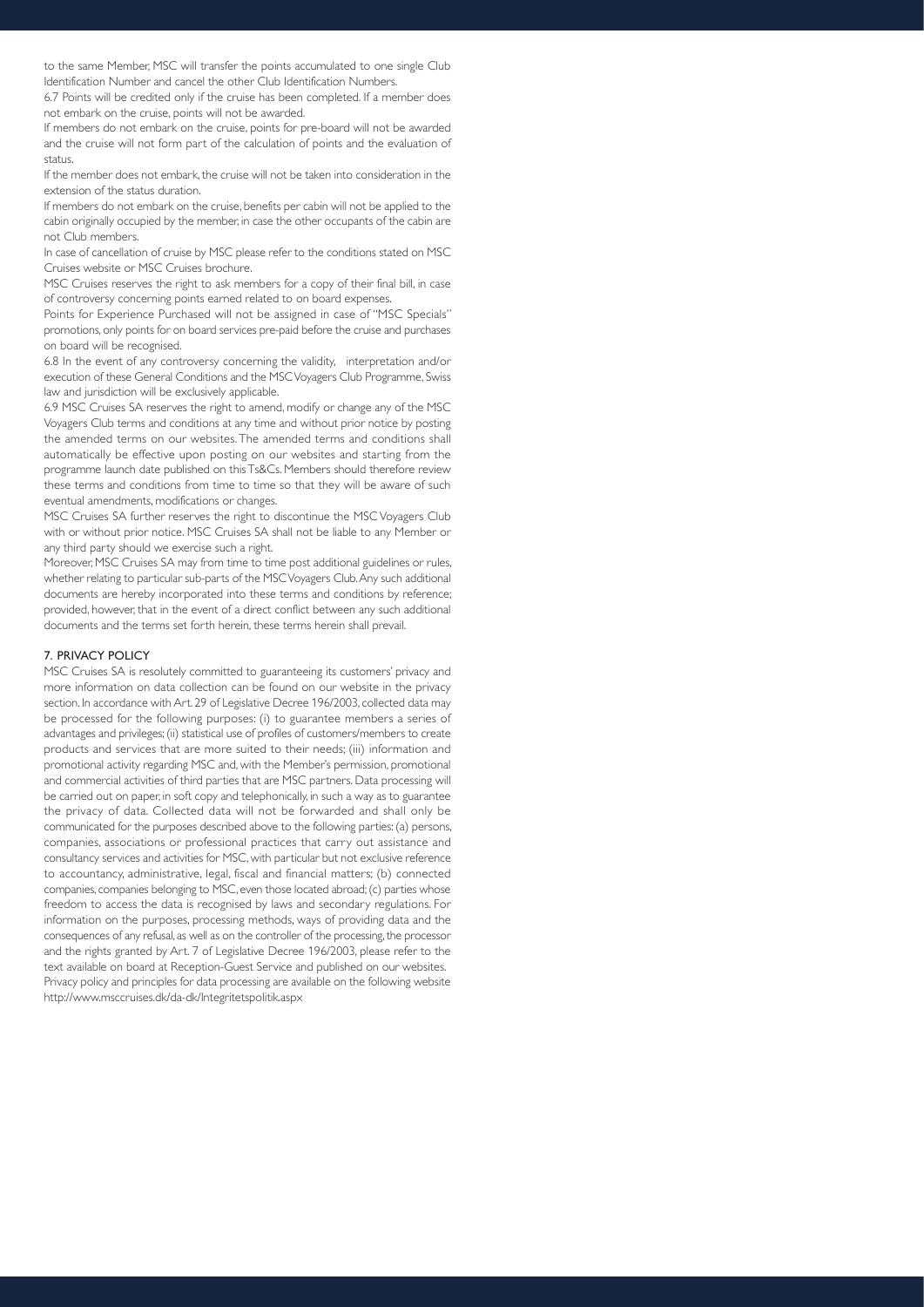to the same Member, MSC will transfer the points accumulated to one single Club Identification Number and cancel the other Club Identification Numbers.

6.7 Points will be credited only if the cruise has been completed. If a member does not embark on the cruise, points will not be awarded.

If members do not embark on the cruise, points for pre-board will not be awarded and the cruise will not form part of the calculation of points and the evaluation of status.

If the member does not embark, the cruise will not be taken into consideration in the extension of the status duration.

If members do not embark on the cruise, benefits per cabin will not be applied to the cabin originally occupied by the member, in case the other occupants of the cabin are not Club members.

In case of cancellation of cruise by MSC please refer to the conditions stated on MSC Cruises website or MSC Cruises brochure.

MSC Cruises reserves the right to ask members for a copy of their final bill, in case of controversy concerning points earned related to on board expenses.

Points for Experience Purchased will not be assigned in case of "MSC Specials" promotions, only points for on board services pre-paid before the cruise and purchases on board will be recognised.

6.8 In the event of any controversy concerning the validity, interpretation and/or execution of these General Conditions and the MSC Voyagers Club Programme, Swiss law and jurisdiction will be exclusively applicable.

6.9 MSC Cruises SA reserves the right to amend, modify or change any of the MSC Voyagers Club terms and conditions at any time and without prior notice by posting the amended terms on our websites. The amended terms and conditions shall automatically be effective upon posting on our websites and starting from the programme launch date published on this Ts&Cs. Members should therefore review these terms and conditions from time to time so that they will be aware of such eventual amendments, modifications or changes.

MSC Cruises SA further reserves the right to discontinue the MSC Voyagers Club with or without prior notice. MSC Cruises SA shall not be liable to any Member or any third party should we exercise such a right.

Moreover, MSC Cruises SA may from time to time post additional guidelines or rules, whether relating to particular sub-parts of the MSC Voyagers Club. Any such additional documents are hereby incorporated into these terms and conditions by reference; provided, however, that in the event of a direct conflict between any such additional documents and the terms set forth herein, these terms herein shall prevail.

## 7. PRIVACY POLICY

MSC Cruises SA is resolutely committed to guaranteeing its customers' privacy and more information on data collection can be found on our website in the privacy section. In accordance with Art. 29 of Legislative Decree 196/2003, collected data may be processed for the following purposes: (i) to guarantee members a series of advantages and privileges; (ii) statistical use of profiles of customers/members to create products and services that are more suited to their needs; (iii) information and promotional activity regarding MSC and, with the Member's permission, promotional and commercial activities of third parties that are MSC partners. Data processing will be carried out on paper, in soft copy and telephonically, in such a way as to guarantee the privacy of data. Collected data will not be forwarded and shall only be communicated for the purposes described above to the following parties: (a) persons, companies, associations or professional practices that carry out assistance and consultancy services and activities for MSC, with particular but not exclusive reference to accountancy, administrative, legal, fiscal and financial matters; (b) connected companies, companies belonging to MSC, even those located abroad; (c) parties whose freedom to access the data is recognised by laws and secondary regulations. For information on the purposes, processing methods, ways of providing data and the consequences of any refusal, as well as on the controller of the processing, the processor and the rights granted by Art. 7 of Legislative Decree 196/2003, please refer to the text available on board at Reception-Guest Service and published on our websites.

Privacy policy and principles for data processing are available on the following website http://www.msccruises.dk/da-dk/Integritetspolitik.aspx